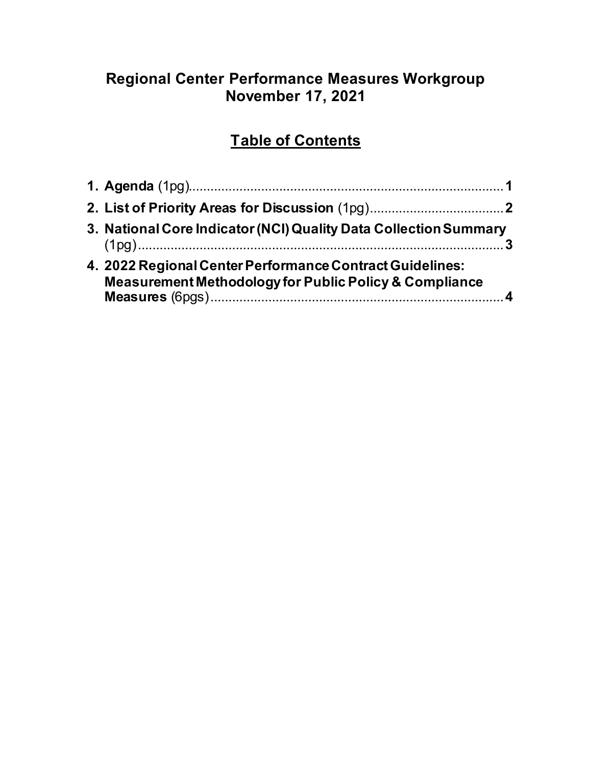# Regional Center Performance Measures Workgroup
# November 17, 2021

## Table of Contents

1. **Agenda** (1pg)........................................................................................ **1**
2. **List of Priority Areas for Discussion** (1pg)..................................... **2**
3. **National Core Indicator (NCI) Quality Data Collection Summary** (1pg)........................................................................................ **3**
4. **2022 Regional Center Performance Contract Guidelines: Measurement Methodology for Public Policy & Compliance Measures** (6pgs)................................................................................ **4**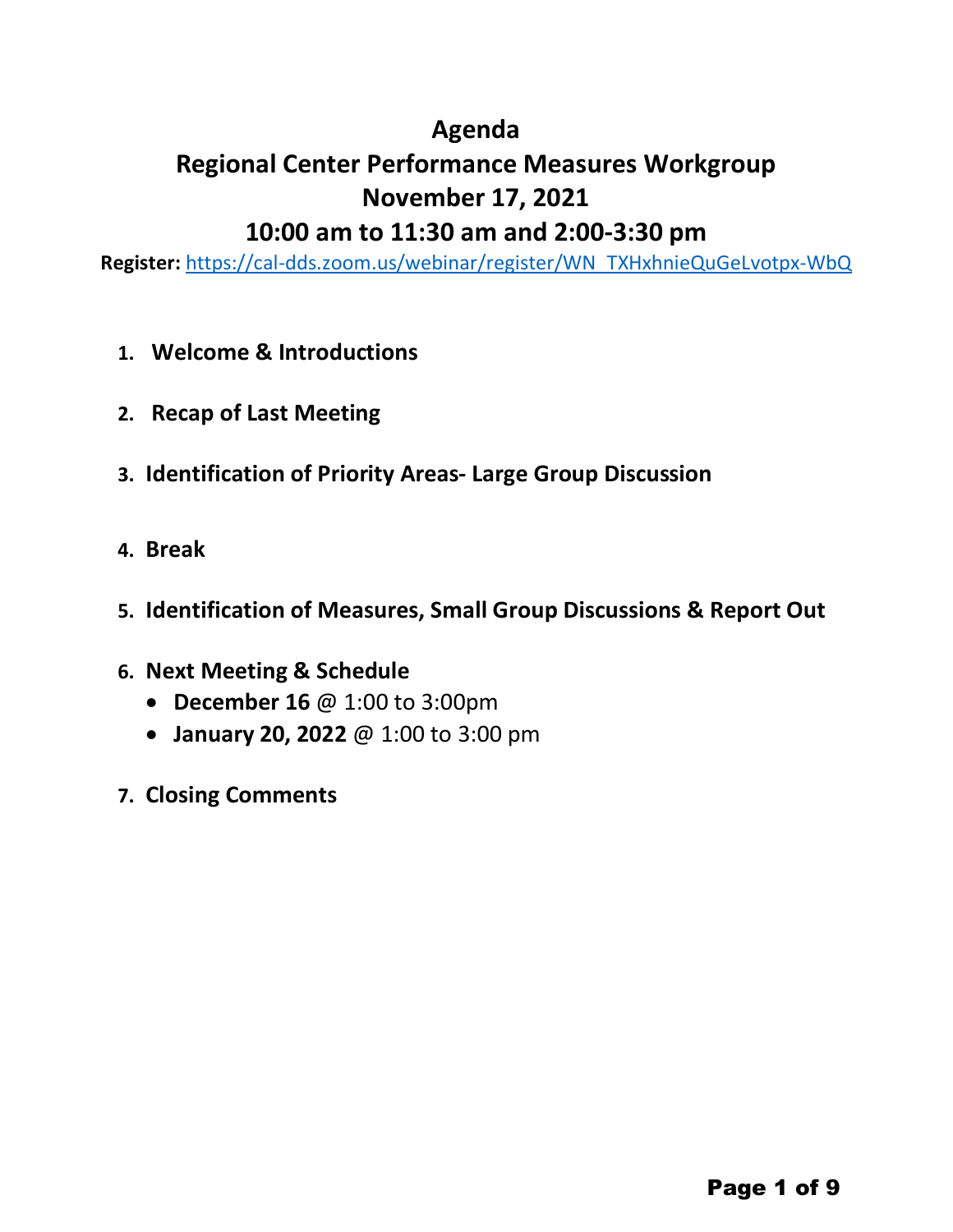# Agenda

# Regional Center Performance Measures Workgroup

# November 17, 2021

# 10:00 am to 11:30 am and 2:00-3:30 pm

**Register:** https://cal-dds.zoom.us/webinar/register/WN_TXHxhnieQuGeLvotpx-WbQ

1. **Welcome & Introductions**
2. **Recap of Last Meeting**
3. **Identification of Priority Areas- Large Group Discussion**
4. **Break**
5. **Identification of Measures, Small Group Discussions & Report Out**
6. **Next Meeting & Schedule**
   - **December 16** @ 1:00 to 3:00pm
   - **January 20, 2022** @ 1:00 to 3:00 pm
7. **Closing Comments**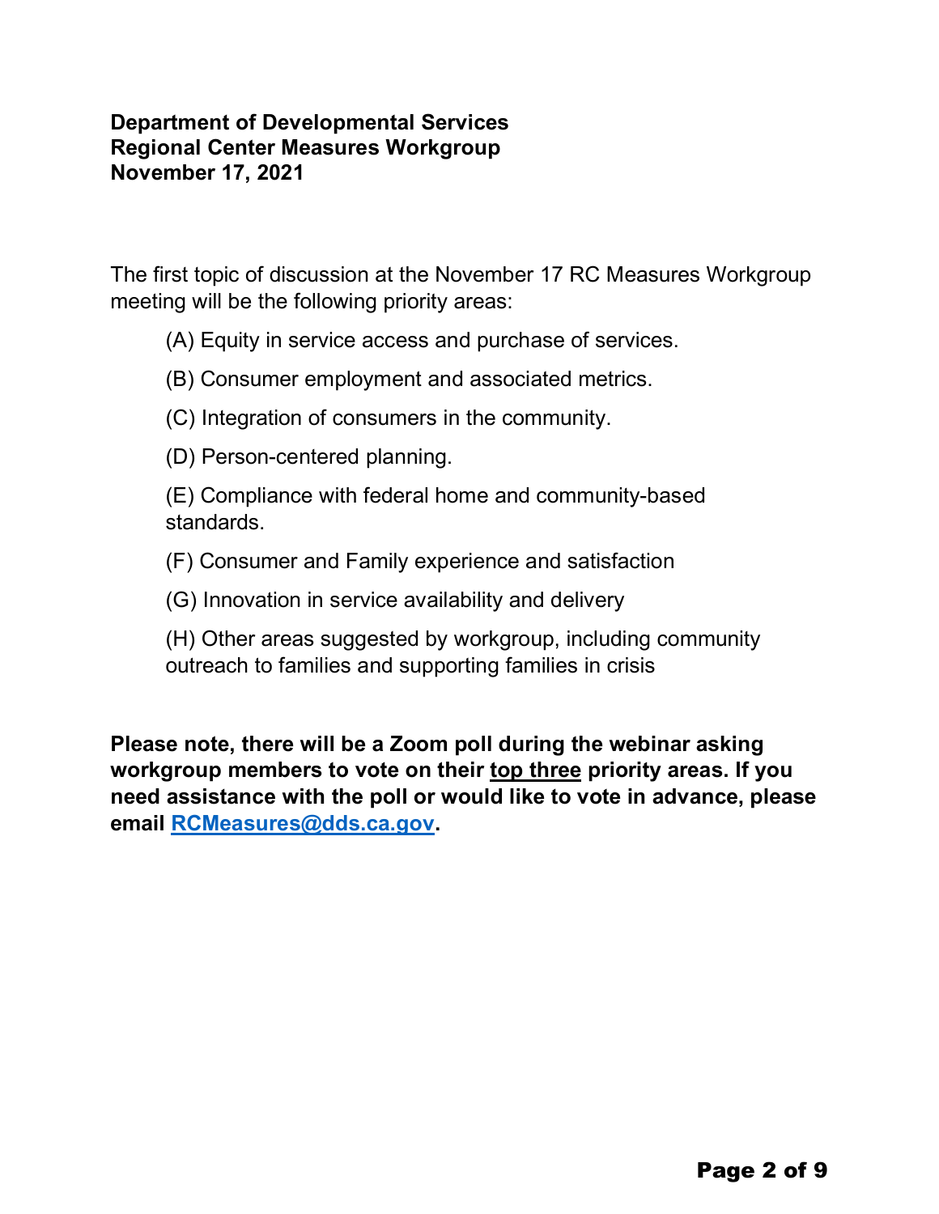**Department of Developmental Services**
**Regional Center Measures Workgroup**
**November 17, 2021**

The first topic of discussion at the November 17 RC Measures Workgroup meeting will be the following priority areas:

(A) Equity in service access and purchase of services.

(B) Consumer employment and associated metrics.

(C) Integration of consumers in the community.

(D) Person-centered planning.

(E) Compliance with federal home and community-based standards.

(F) Consumer and Family experience and satisfaction

(G) Innovation in service availability and delivery

(H) Other areas suggested by workgroup, including community outreach to families and supporting families in crisis

**Please note, there will be a Zoom poll during the webinar asking workgroup members to vote on their <u>top three</u> priority areas. If you need assistance with the poll or would like to vote in advance, please email [RCMeasures@dds.ca.gov](mailto:RCMeasures@dds.ca.gov).**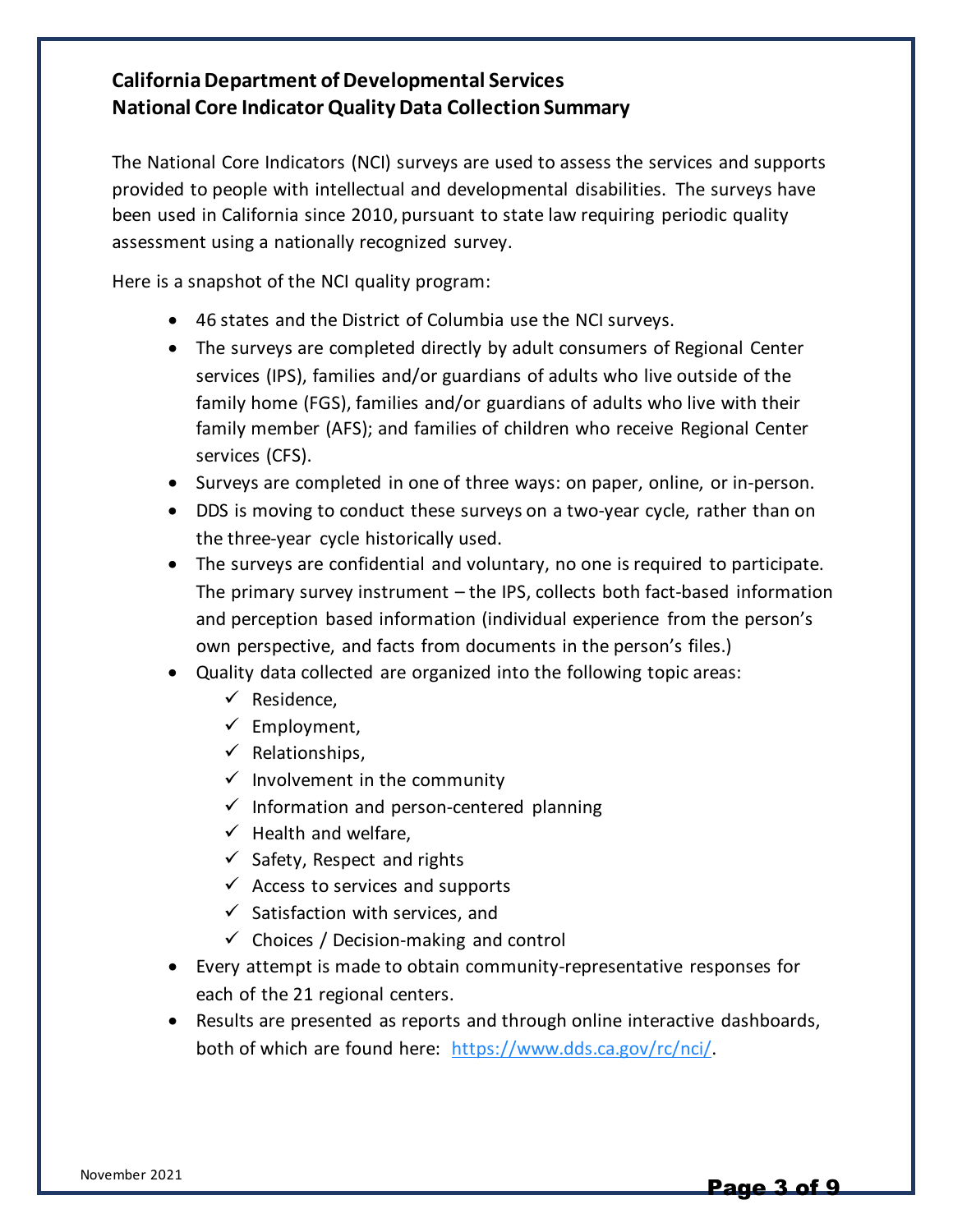**California Department of Developmental Services**
**National Core Indicator Quality Data Collection Summary**

The National Core Indicators (NCI) surveys are used to assess the services and supports provided to people with intellectual and developmental disabilities. The surveys have been used in California since 2010, pursuant to state law requiring periodic quality assessment using a nationally recognized survey.

Here is a snapshot of the NCI quality program:

- 46 states and the District of Columbia use the NCI surveys.
- The surveys are completed directly by adult consumers of Regional Center services (IPS), families and/or guardians of adults who live outside of the family home (FGS), families and/or guardians of adults who live with their family member (AFS); and families of children who receive Regional Center services (CFS).
- Surveys are completed in one of three ways: on paper, online, or in-person.
- DDS is moving to conduct these surveys on a two-year cycle, rather than on the three-year cycle historically used.
- The surveys are confidential and voluntary, no one is required to participate. The primary survey instrument – the IPS, collects both fact-based information and perception based information (individual experience from the person's own perspective, and facts from documents in the person's files.)
- Quality data collected are organized into the following topic areas:
  - ✓ Residence,
  - ✓ Employment,
  - ✓ Relationships,
  - ✓ Involvement in the community
  - ✓ Information and person-centered planning
  - ✓ Health and welfare,
  - ✓ Safety, Respect and rights
  - ✓ Access to services and supports
  - ✓ Satisfaction with services, and
  - ✓ Choices / Decision-making and control
- Every attempt is made to obtain community-representative responses for each of the 21 regional centers.
- Results are presented as reports and through online interactive dashboards, both of which are found here: https://www.dds.ca.gov/rc/nci/.

November 2021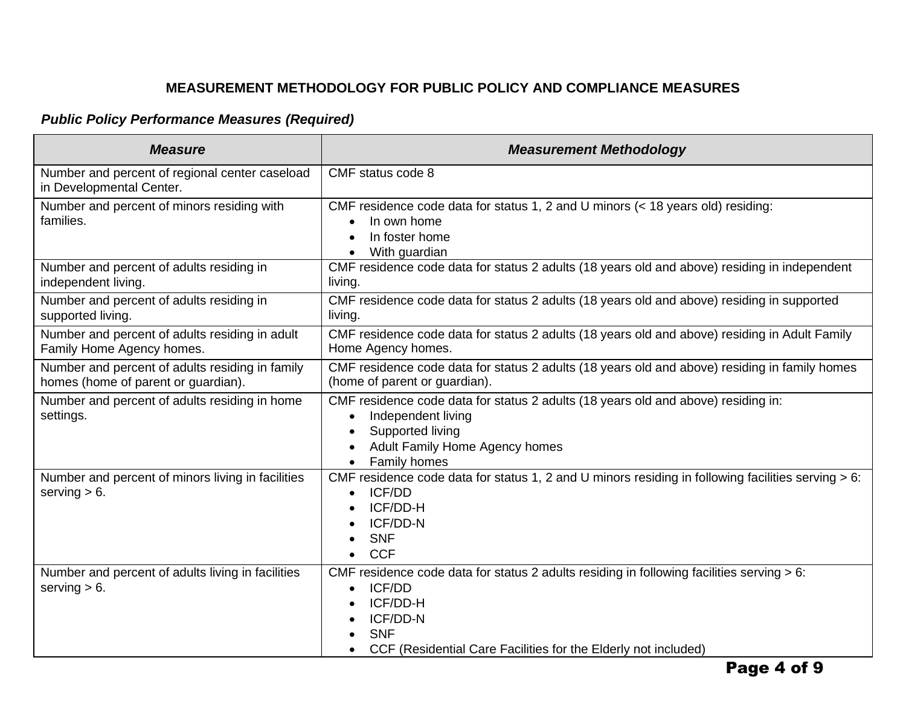# MEASUREMENT METHODOLOGY FOR PUBLIC POLICY AND COMPLIANCE MEASURES

***Public Policy Performance Measures (Required)***

| ***Measure*** | ***Measurement Methodology*** |
|---|---|
| Number and percent of regional center caseload in Developmental Center. | CMF status code 8 |
| Number and percent of minors residing with families. | CMF residence code data for status 1, 2 and U minors (< 18 years old) residing:<br>• In own home<br>• In foster home<br>• With guardian |
| Number and percent of adults residing in independent living. | CMF residence code data for status 2 adults (18 years old and above) residing in independent living. |
| Number and percent of adults residing in supported living. | CMF residence code data for status 2 adults (18 years old and above) residing in supported living. |
| Number and percent of adults residing in adult Family Home Agency homes. | CMF residence code data for status 2 adults (18 years old and above) residing in Adult Family Home Agency homes. |
| Number and percent of adults residing in family homes (home of parent or guardian). | CMF residence code data for status 2 adults (18 years old and above) residing in family homes (home of parent or guardian). |
| Number and percent of adults residing in home settings. | CMF residence code data for status 2 adults (18 years old and above) residing in:<br>• Independent living<br>• Supported living<br>• Adult Family Home Agency homes<br>• Family homes |
| Number and percent of minors living in facilities serving > 6. | CMF residence code data for status 1, 2 and U minors residing in following facilities serving > 6:<br>• ICF/DD<br>• ICF/DD-H<br>• ICF/DD-N<br>• SNF<br>• CCF |
| Number and percent of adults living in facilities serving > 6. | CMF residence code data for status 2 adults residing in following facilities serving > 6:<br>• ICF/DD<br>• ICF/DD-H<br>• ICF/DD-N<br>• SNF<br>• CCF (Residential Care Facilities for the Elderly not included) |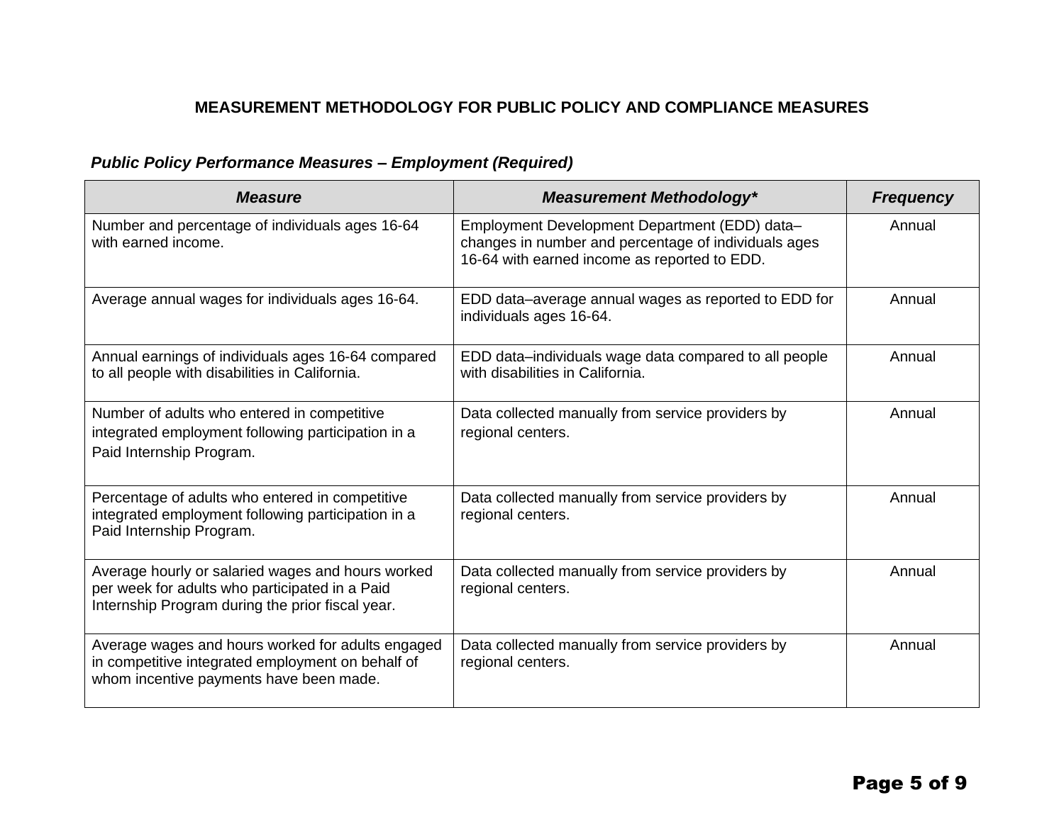# MEASUREMENT METHODOLOGY FOR PUBLIC POLICY AND COMPLIANCE MEASURES

***Public Policy Performance Measures – Employment (Required)***

| *Measure* | *Measurement Methodology** | *Frequency* |
|---|---|---|
| Number and percentage of individuals ages 16-64 with earned income. | Employment Development Department (EDD) data–changes in number and percentage of individuals ages 16-64 with earned income as reported to EDD. | Annual |
| Average annual wages for individuals ages 16-64. | EDD data–average annual wages as reported to EDD for individuals ages 16-64. | Annual |
| Annual earnings of individuals ages 16-64 compared to all people with disabilities in California. | EDD data–individuals wage data compared to all people with disabilities in California. | Annual |
| Number of adults who entered in competitive integrated employment following participation in a Paid Internship Program. | Data collected manually from service providers by regional centers. | Annual |
| Percentage of adults who entered in competitive integrated employment following participation in a Paid Internship Program. | Data collected manually from service providers by regional centers. | Annual |
| Average hourly or salaried wages and hours worked per week for adults who participated in a Paid Internship Program during the prior fiscal year. | Data collected manually from service providers by regional centers. | Annual |
| Average wages and hours worked for adults engaged in competitive integrated employment on behalf of whom incentive payments have been made. | Data collected manually from service providers by regional centers. | Annual |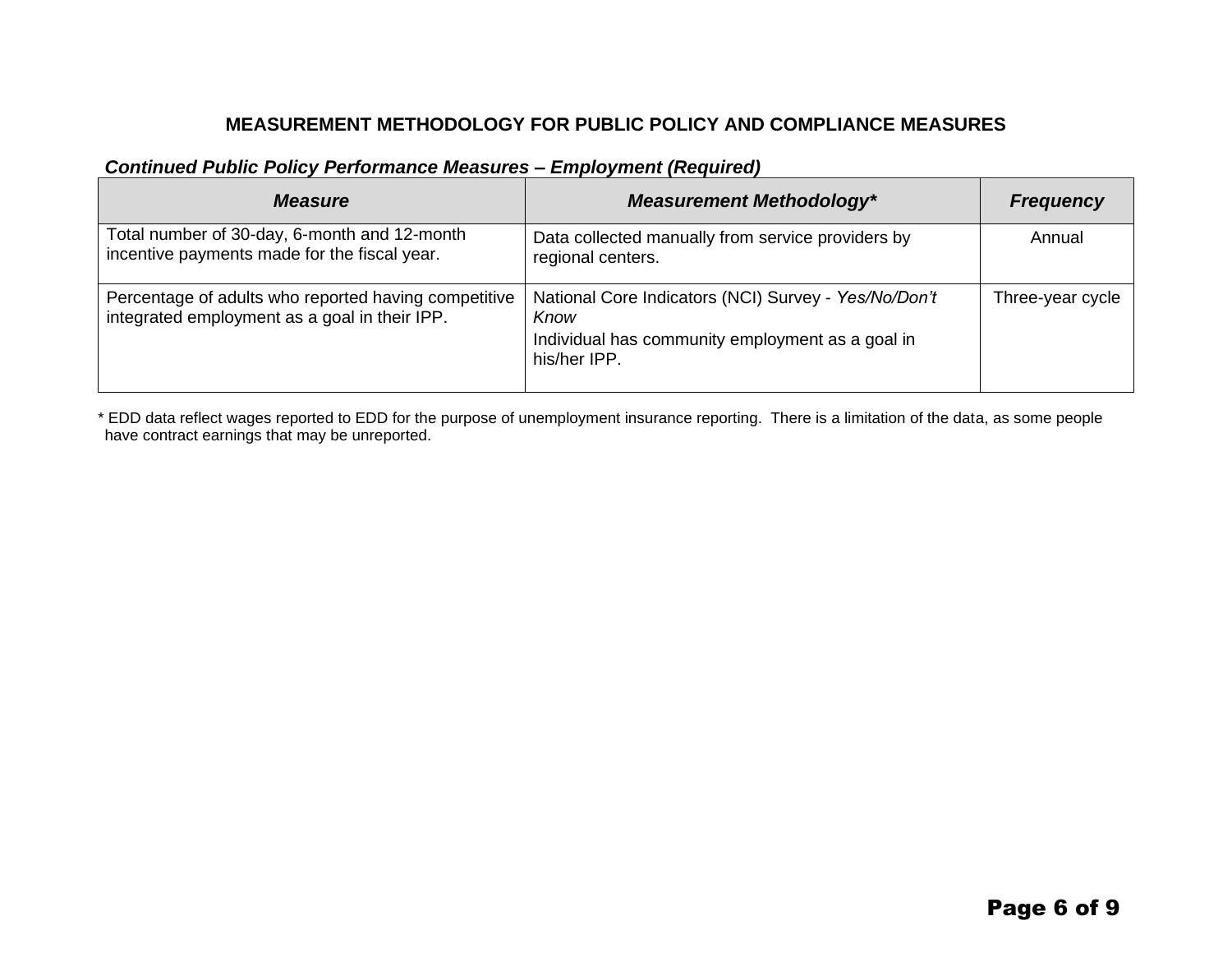## MEASUREMENT METHODOLOGY FOR PUBLIC POLICY AND COMPLIANCE MEASURES

***Continued Public Policy Performance Measures – Employment (Required)***

| ***Measure*** | ***Measurement Methodology**** | ***Frequency*** |
|---|---|---|
| Total number of 30-day, 6-month and 12-month incentive payments made for the fiscal year. | Data collected manually from service providers by regional centers. | Annual |
| Percentage of adults who reported having competitive integrated employment as a goal in their IPP. | National Core Indicators (NCI) Survey - *Yes/No/Don't Know*<br>Individual has community employment as a goal in his/her IPP. | Three-year cycle |

* EDD data reflect wages reported to EDD for the purpose of unemployment insurance reporting. There is a limitation of the data, as some people have contract earnings that may be unreported.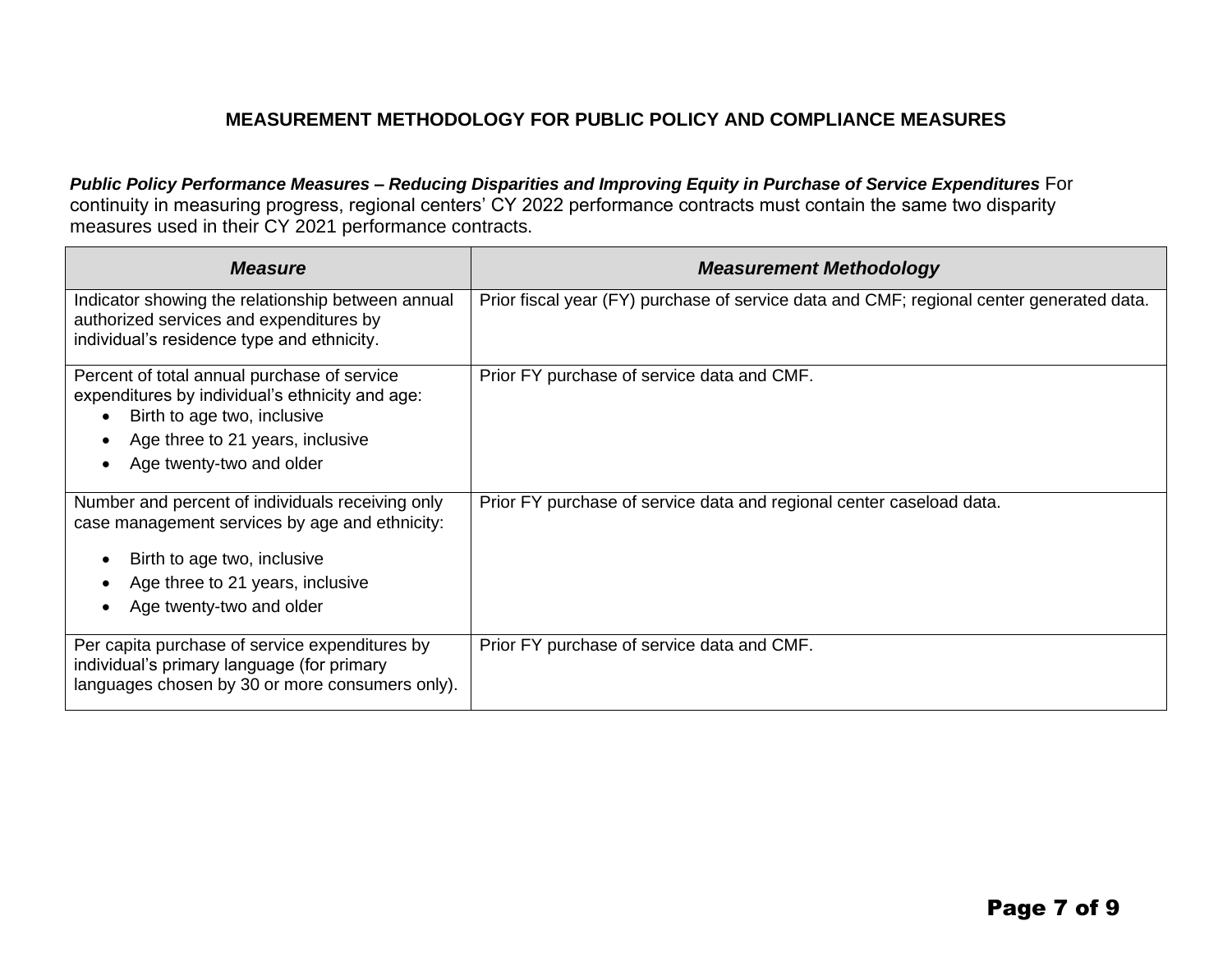## MEASUREMENT METHODOLOGY FOR PUBLIC POLICY AND COMPLIANCE MEASURES

***Public Policy Performance Measures – Reducing Disparities and Improving Equity in Purchase of Service Expenditures*** For continuity in measuring progress, regional centers' CY 2022 performance contracts must contain the same two disparity measures used in their CY 2021 performance contracts.

| ***Measure*** | ***Measurement Methodology*** |
| --- | --- |
| Indicator showing the relationship between annual authorized services and expenditures by individual's residence type and ethnicity. | Prior fiscal year (FY) purchase of service data and CMF; regional center generated data. |
| Percent of total annual purchase of service expenditures by individual's ethnicity and age:<br>• Birth to age two, inclusive<br>• Age three to 21 years, inclusive<br>• Age twenty-two and older | Prior FY purchase of service data and CMF. |
| Number and percent of individuals receiving only case management services by age and ethnicity:<br>• Birth to age two, inclusive<br>• Age three to 21 years, inclusive<br>• Age twenty-two and older | Prior FY purchase of service data and regional center caseload data. |
| Per capita purchase of service expenditures by individual's primary language (for primary languages chosen by 30 or more consumers only). | Prior FY purchase of service data and CMF. |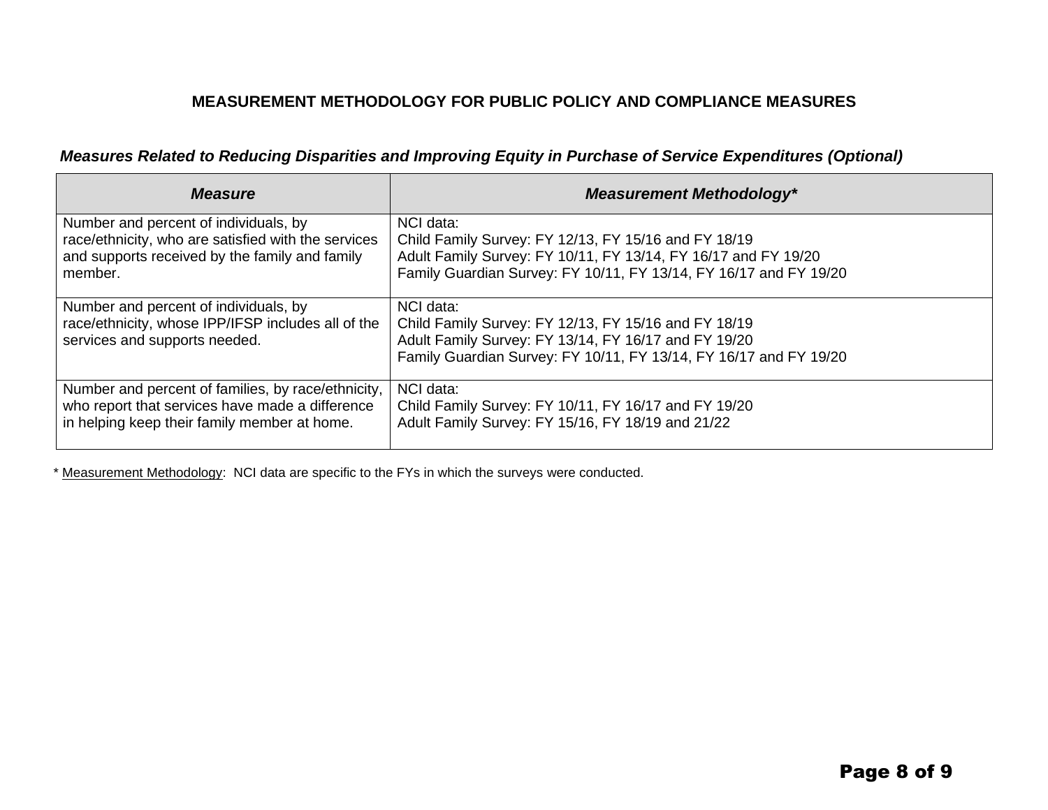## MEASUREMENT METHODOLOGY FOR PUBLIC POLICY AND COMPLIANCE MEASURES

### *Measures Related to Reducing Disparities and Improving Equity in Purchase of Service Expenditures (Optional)*

| *Measure* | *Measurement Methodology** |
|---|---|
| Number and percent of individuals, by race/ethnicity, who are satisfied with the services and supports received by the family and family member. | NCI data:<br>Child Family Survey: FY 12/13, FY 15/16 and FY 18/19<br>Adult Family Survey: FY 10/11, FY 13/14, FY 16/17 and FY 19/20<br>Family Guardian Survey: FY 10/11, FY 13/14, FY 16/17 and FY 19/20 |
| Number and percent of individuals, by race/ethnicity, whose IPP/IFSP includes all of the services and supports needed. | NCI data:<br>Child Family Survey: FY 12/13, FY 15/16 and FY 18/19<br>Adult Family Survey: FY 13/14, FY 16/17 and FY 19/20<br>Family Guardian Survey: FY 10/11, FY 13/14, FY 16/17 and FY 19/20 |
| Number and percent of families, by race/ethnicity, who report that services have made a difference in helping keep their family member at home. | NCI data:<br>Child Family Survey: FY 10/11, FY 16/17 and FY 19/20<br>Adult Family Survey: FY 15/16, FY 18/19 and 21/22 |

* Measurement Methodology: NCI data are specific to the FYs in which the surveys were conducted.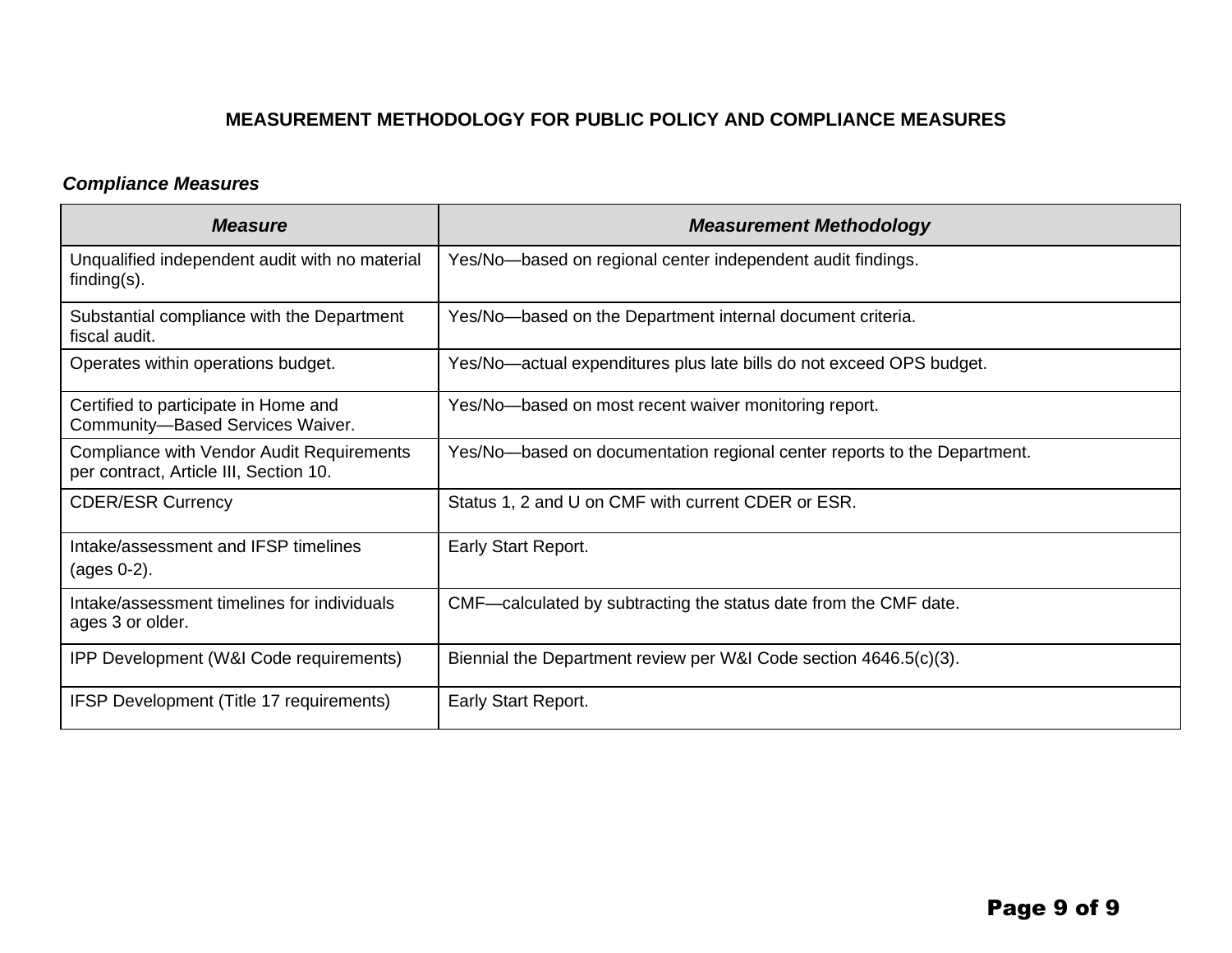# MEASUREMENT METHODOLOGY FOR PUBLIC POLICY AND COMPLIANCE MEASURES

***Compliance Measures***

| ***Measure*** | ***Measurement Methodology*** |
| --- | --- |
| Unqualified independent audit with no material finding(s). | Yes/No—based on regional center independent audit findings. |
| Substantial compliance with the Department fiscal audit. | Yes/No—based on the Department internal document criteria. |
| Operates within operations budget. | Yes/No—actual expenditures plus late bills do not exceed OPS budget. |
| Certified to participate in Home and Community—Based Services Waiver. | Yes/No—based on most recent waiver monitoring report. |
| Compliance with Vendor Audit Requirements per contract, Article III, Section 10. | Yes/No—based on documentation regional center reports to the Department. |
| CDER/ESR Currency | Status 1, 2 and U on CMF with current CDER or ESR. |
| Intake/assessment and IFSP timelines (ages 0-2). | Early Start Report. |
| Intake/assessment timelines for individuals ages 3 or older. | CMF—calculated by subtracting the status date from the CMF date. |
| IPP Development (W&I Code requirements) | Biennial the Department review per W&I Code section 4646.5(c)(3). |
| IFSP Development (Title 17 requirements) | Early Start Report. |